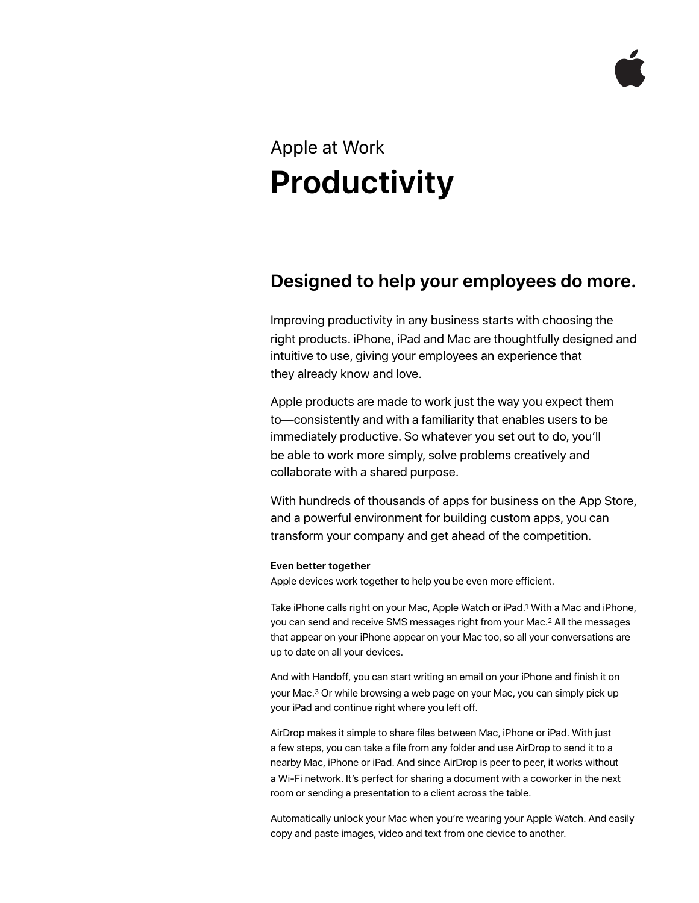Apple at Work

# Productivity

## Designed to help your employees do more.

Improving productivity in any business starts with choosing the right products. iPhone, iPad and Mac are thoughtfully designed and intuitive to use, giving your employees an experience that they already know and love.

Apple products are made to work just the way you expect them to—consistently and with a familiarity that enables users to be immediately productive. So whatever you set out to do, you'll be able to work more simply, solve problems creatively and collaborate with a shared purpose.

With hundreds of thousands of apps for business on the App Store, and a powerful environment for building custom apps, you can transform your company and get ahead of the competition.

**Even better together**
Apple devices work together to help you be even more efficient.

Take iPhone calls right on your Mac, Apple Watch or iPad.[1] With a Mac and iPhone, you can send and receive SMS messages right from your Mac.[2] All the messages that appear on your iPhone appear on your Mac too, so all your conversations are up to date on all your devices.

And with Handoff, you can start writing an email on your iPhone and finish it on your Mac.[3] Or while browsing a web page on your Mac, you can simply pick up your iPad and continue right where you left off.

AirDrop makes it simple to share files between Mac, iPhone or iPad. With just a few steps, you can take a file from any folder and use AirDrop to send it to a nearby Mac, iPhone or iPad. And since AirDrop is peer to peer, it works without a Wi-Fi network. It's perfect for sharing a document with a coworker in the next room or sending a presentation to a client across the table.

Automatically unlock your Mac when you're wearing your Apple Watch. And easily copy and paste images, video and text from one device to another.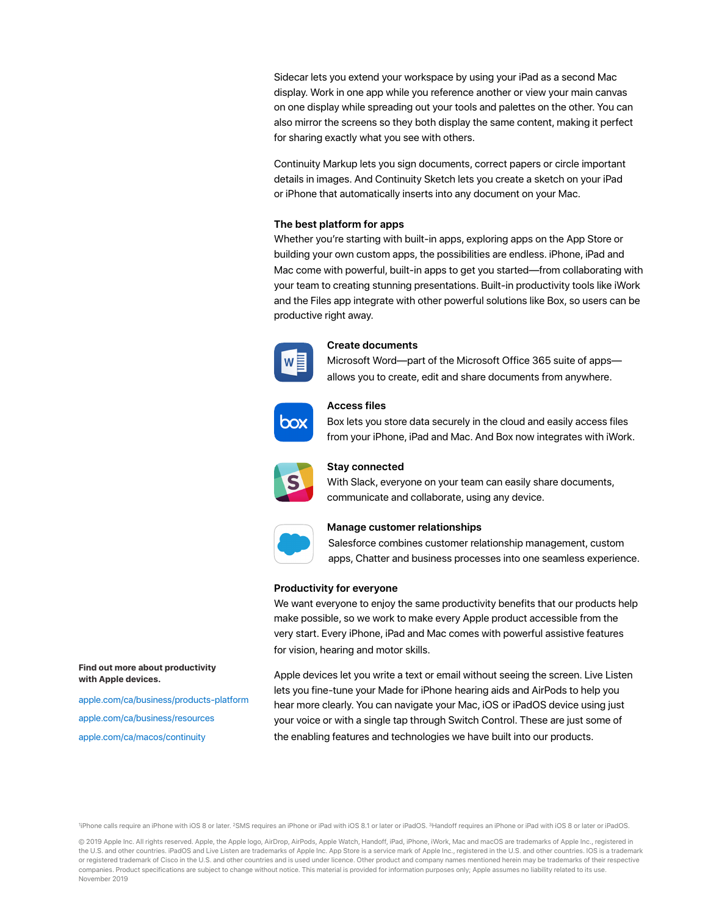Sidecar lets you extend your workspace by using your iPad as a second Mac display. Work in one app while you reference another or view your main canvas on one display while spreading out your tools and palettes on the other. You can also mirror the screens so they both display the same content, making it perfect for sharing exactly what you see with others.

Continuity Markup lets you sign documents, correct papers or circle important details in images. And Continuity Sketch lets you create a sketch on your iPad or iPhone that automatically inserts into any document on your Mac.

**The best platform for apps**

Whether you're starting with built-in apps, exploring apps on the App Store or building your own custom apps, the possibilities are endless. iPhone, iPad and Mac come with powerful, built-in apps to get you started—from collaborating with your team to creating stunning presentations. Built-in productivity tools like iWork and the Files app integrate with other powerful solutions like Box, so users can be productive right away.

**Create documents**

Microsoft Word—part of the Microsoft Office 365 suite of apps—allows you to create, edit and share documents from anywhere.

**Access files**

Box lets you store data securely in the cloud and easily access files from your iPhone, iPad and Mac. And Box now integrates with iWork.

**Stay connected**

With Slack, everyone on your team can easily share documents, communicate and collaborate, using any device.

**Manage customer relationships**

Salesforce combines customer relationship management, custom apps, Chatter and business processes into one seamless experience.

**Productivity for everyone**

We want everyone to enjoy the same productivity benefits that our products help make possible, so we work to make every Apple product accessible from the very start. Every iPhone, iPad and Mac comes with powerful assistive features for vision, hearing and motor skills.

Apple devices let you write a text or email without seeing the screen. Live Listen lets you fine-tune your Made for iPhone hearing aids and AirPods to help you hear more clearly. You can navigate your Mac, iOS or iPadOS device using just your voice or with a single tap through Switch Control. These are just some of the enabling features and technologies we have built into our products.

**Find out more about productivity with Apple devices.**

apple.com/ca/business/products-platform

apple.com/ca/business/resources

apple.com/ca/macos/continuity

[1]iPhone calls require an iPhone with iOS 8 or later. [2]SMS requires an iPhone or iPad with iOS 8.1 or later or iPadOS. [3]Handoff requires an iPhone or iPad with iOS 8 or later or iPadOS.

© 2019 Apple Inc. All rights reserved. Apple, the Apple logo, AirDrop, AirPods, Apple Watch, Handoff, iPad, iPhone, iWork, Mac and macOS are trademarks of Apple Inc., registered in the U.S. and other countries. iPadOS and Live Listen are trademarks of Apple Inc. App Store is a service mark of Apple Inc., registered in the U.S. and other countries. IOS is a trademark or registered trademark of Cisco in the U.S. and other countries and is used under licence. Other product and company names mentioned herein may be trademarks of their respective companies. Product specifications are subject to change without notice. This material is provided for information purposes only; Apple assumes no liability related to its use. November 2019